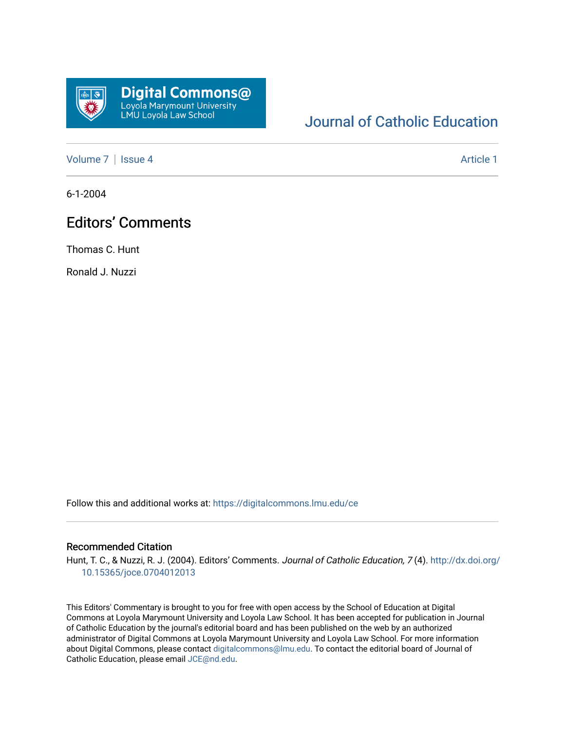Digital Commons@
Loyola Marymount University
LMU Loyola Law School

Journal of Catholic Education

Volume 7 | Issue 4 — Article 1

6-1-2004

# Editors' Comments

Thomas C. Hunt

Ronald J. Nuzzi

Follow this and additional works at: https://digitalcommons.lmu.edu/ce

## Recommended Citation

Hunt, T. C., & Nuzzi, R. J. (2004). Editors' Comments. *Journal of Catholic Education, 7* (4). http://dx.doi.org/10.15365/joce.0704012013

This Editors' Commentary is brought to you for free with open access by the School of Education at Digital Commons at Loyola Marymount University and Loyola Law School. It has been accepted for publication in Journal of Catholic Education by the journal's editorial board and has been published on the web by an authorized administrator of Digital Commons at Loyola Marymount University and Loyola Law School. For more information about Digital Commons, please contact digitalcommons@lmu.edu. To contact the editorial board of Journal of Catholic Education, please email JCE@nd.edu.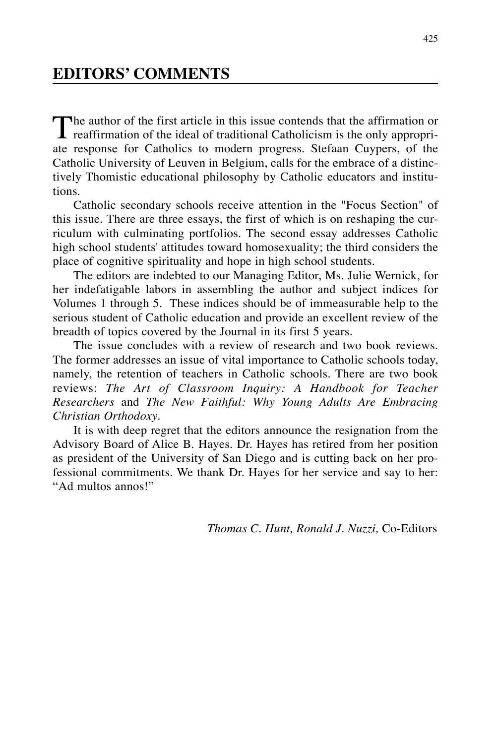## EDITORS' COMMENTS

The author of the first article in this issue contends that the affirmation or reaffirmation of the ideal of traditional Catholicism is the only appropriate response for Catholics to modern progress. Stefaan Cuypers, of the Catholic University of Leuven in Belgium, calls for the embrace of a distinctively Thomistic educational philosophy by Catholic educators and institutions.

Catholic secondary schools receive attention in the "Focus Section" of this issue. There are three essays, the first of which is on reshaping the curriculum with culminating portfolios. The second essay addresses Catholic high school students' attitudes toward homosexuality; the third considers the place of cognitive spirituality and hope in high school students.

The editors are indebted to our Managing Editor, Ms. Julie Wernick, for her indefatigable labors in assembling the author and subject indices for Volumes 1 through 5. These indices should be of immeasurable help to the serious student of Catholic education and provide an excellent review of the breadth of topics covered by the Journal in its first 5 years.

The issue concludes with a review of research and two book reviews. The former addresses an issue of vital importance to Catholic schools today, namely, the retention of teachers in Catholic schools. There are two book reviews: *The Art of Classroom Inquiry: A Handbook for Teacher Researchers* and *The New Faithful: Why Young Adults Are Embracing Christian Orthodoxy*.

It is with deep regret that the editors announce the resignation from the Advisory Board of Alice B. Hayes. Dr. Hayes has retired from her position as president of the University of San Diego and is cutting back on her professional commitments. We thank Dr. Hayes for her service and say to her: "Ad multos annos!"

*Thomas C. Hunt, Ronald J. Nuzzi,* Co-Editors